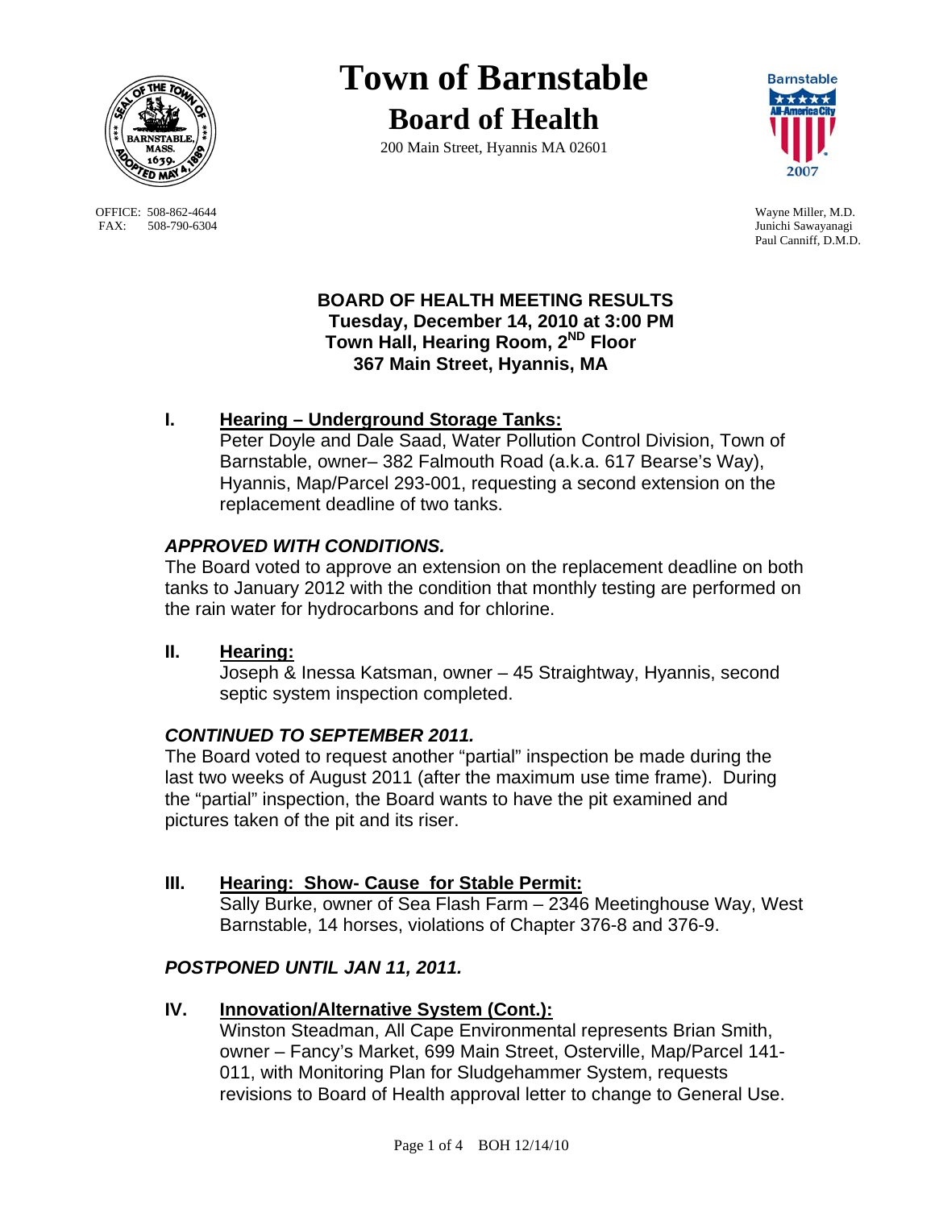# Town of Barnstable

## Board of Health

200 Main Street, Hyannis MA 02601

OFFICE: 508-862-4644
FAX: 508-790-6304

Wayne Miller, M.D.
Junichi Sawayanagi
Paul Canniff, D.M.D.

**BOARD OF HEALTH MEETING RESULTS**
**Tuesday, December 14, 2010 at 3:00 PM**
**Town Hall, Hearing Room, 2ND Floor**
**367 Main Street, Hyannis, MA**

**I. Hearing – Underground Storage Tanks:**

Peter Doyle and Dale Saad, Water Pollution Control Division, Town of Barnstable, owner– 382 Falmouth Road (a.k.a. 617 Bearse's Way), Hyannis, Map/Parcel 293-001, requesting a second extension on the replacement deadline of two tanks.

***APPROVED WITH CONDITIONS.***

The Board voted to approve an extension on the replacement deadline on both tanks to January 2012 with the condition that monthly testing are performed on the rain water for hydrocarbons and for chlorine.

**II. Hearing:**

Joseph & Inessa Katsman, owner – 45 Straightway, Hyannis, second septic system inspection completed.

***CONTINUED TO SEPTEMBER 2011.***

The Board voted to request another "partial" inspection be made during the last two weeks of August 2011 (after the maximum use time frame). During the "partial" inspection, the Board wants to have the pit examined and pictures taken of the pit and its riser.

**III. Hearing: Show- Cause for Stable Permit:**

Sally Burke, owner of Sea Flash Farm – 2346 Meetinghouse Way, West Barnstable, 14 horses, violations of Chapter 376-8 and 376-9.

***POSTPONED UNTIL JAN 11, 2011.***

**IV. Innovation/Alternative System (Cont.):**

Winston Steadman, All Cape Environmental represents Brian Smith, owner – Fancy's Market, 699 Main Street, Osterville, Map/Parcel 141-011, with Monitoring Plan for Sludgehammer System, requests revisions to Board of Health approval letter to change to General Use.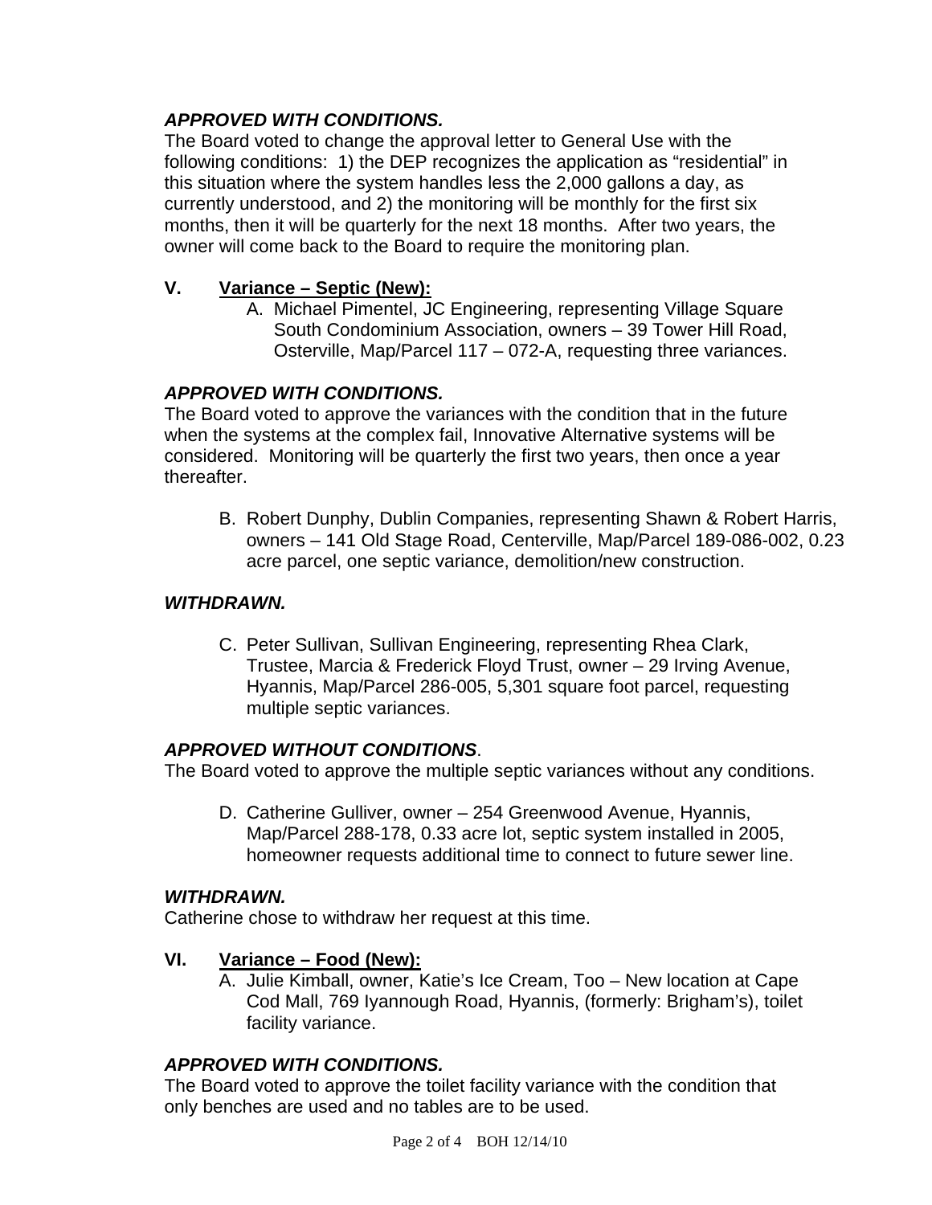***APPROVED WITH CONDITIONS.***
The Board voted to change the approval letter to General Use with the following conditions: 1) the DEP recognizes the application as "residential" in this situation where the system handles less the 2,000 gallons a day, as currently understood, and 2) the monitoring will be monthly for the first six months, then it will be quarterly for the next 18 months. After two years, the owner will come back to the Board to require the monitoring plan.

## V. Variance – Septic (New):

A. Michael Pimentel, JC Engineering, representing Village Square South Condominium Association, owners – 39 Tower Hill Road, Osterville, Map/Parcel 117 – 072-A, requesting three variances.

***APPROVED WITH CONDITIONS.***
The Board voted to approve the variances with the condition that in the future when the systems at the complex fail, Innovative Alternative systems will be considered. Monitoring will be quarterly the first two years, then once a year thereafter.

B. Robert Dunphy, Dublin Companies, representing Shawn & Robert Harris, owners – 141 Old Stage Road, Centerville, Map/Parcel 189-086-002, 0.23 acre parcel, one septic variance, demolition/new construction.

***WITHDRAWN.***

C. Peter Sullivan, Sullivan Engineering, representing Rhea Clark, Trustee, Marcia & Frederick Floyd Trust, owner – 29 Irving Avenue, Hyannis, Map/Parcel 286-005, 5,301 square foot parcel, requesting multiple septic variances.

***APPROVED WITHOUT CONDITIONS***.
The Board voted to approve the multiple septic variances without any conditions.

D. Catherine Gulliver, owner – 254 Greenwood Avenue, Hyannis, Map/Parcel 288-178, 0.33 acre lot, septic system installed in 2005, homeowner requests additional time to connect to future sewer line.

***WITHDRAWN.***
Catherine chose to withdraw her request at this time.

## VI. Variance – Food (New):

A. Julie Kimball, owner, Katie's Ice Cream, Too – New location at Cape Cod Mall, 769 Iyannough Road, Hyannis, (formerly: Brigham's), toilet facility variance.

***APPROVED WITH CONDITIONS.***
The Board voted to approve the toilet facility variance with the condition that only benches are used and no tables are to be used.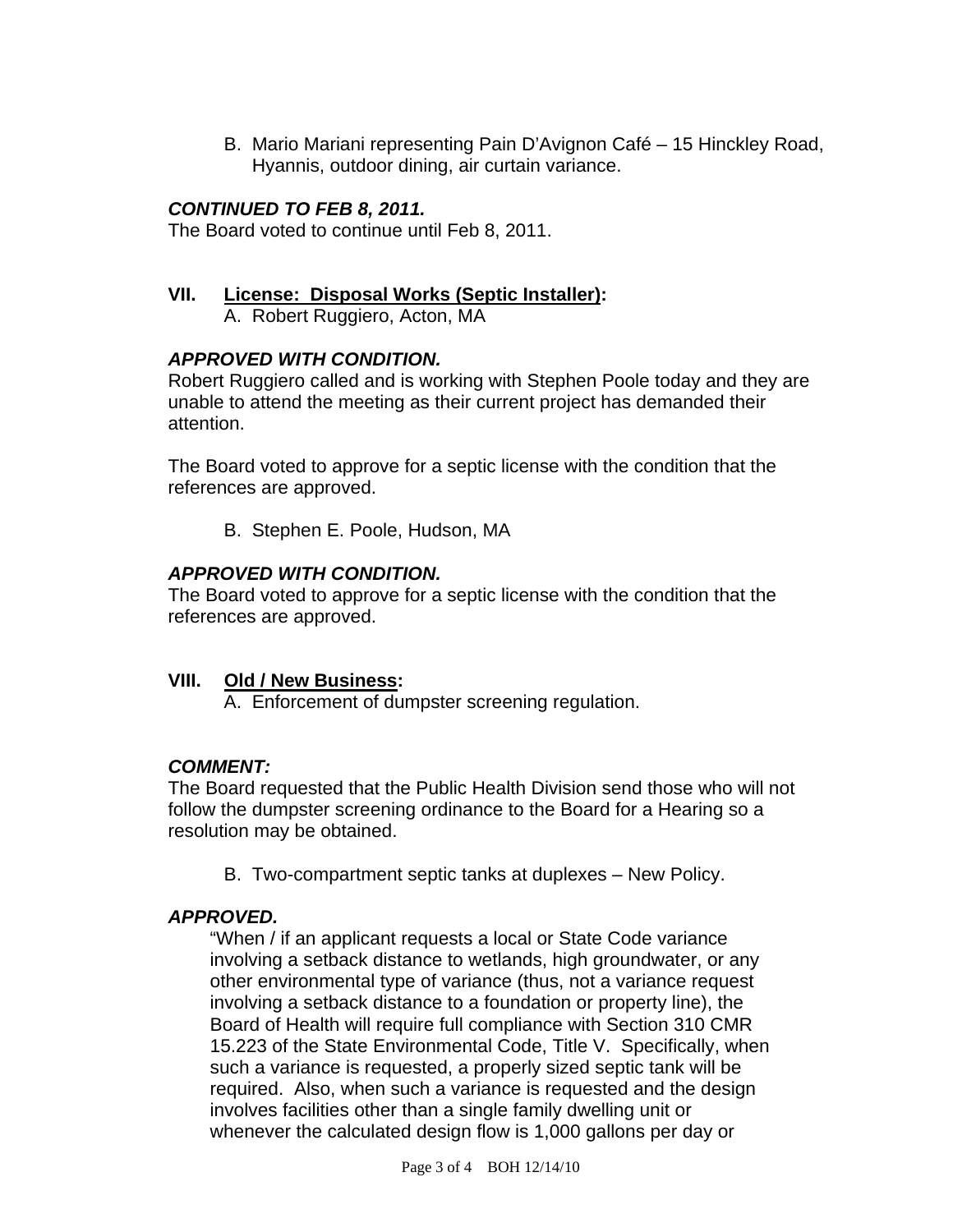B. Mario Mariani representing Pain D'Avignon Café – 15 Hinckley Road, Hyannis, outdoor dining, air curtain variance.

***CONTINUED TO FEB 8, 2011.***

The Board voted to continue until Feb 8, 2011.

## VII. License: Disposal Works (Septic Installer):

A. Robert Ruggiero, Acton, MA

***APPROVED WITH CONDITION.***

Robert Ruggiero called and is working with Stephen Poole today and they are unable to attend the meeting as their current project has demanded their attention.

The Board voted to approve for a septic license with the condition that the references are approved.

B. Stephen E. Poole, Hudson, MA

***APPROVED WITH CONDITION.***

The Board voted to approve for a septic license with the condition that the references are approved.

## VIII. Old / New Business:

A. Enforcement of dumpster screening regulation.

***COMMENT:***

The Board requested that the Public Health Division send those who will not follow the dumpster screening ordinance to the Board for a Hearing so a resolution may be obtained.

B. Two-compartment septic tanks at duplexes – New Policy.

***APPROVED.***

"When / if an applicant requests a local or State Code variance involving a setback distance to wetlands, high groundwater, or any other environmental type of variance (thus, not a variance request involving a setback distance to a foundation or property line), the Board of Health will require full compliance with Section 310 CMR 15.223 of the State Environmental Code, Title V. Specifically, when such a variance is requested, a properly sized septic tank will be required. Also, when such a variance is requested and the design involves facilities other than a single family dwelling unit or whenever the calculated design flow is 1,000 gallons per day or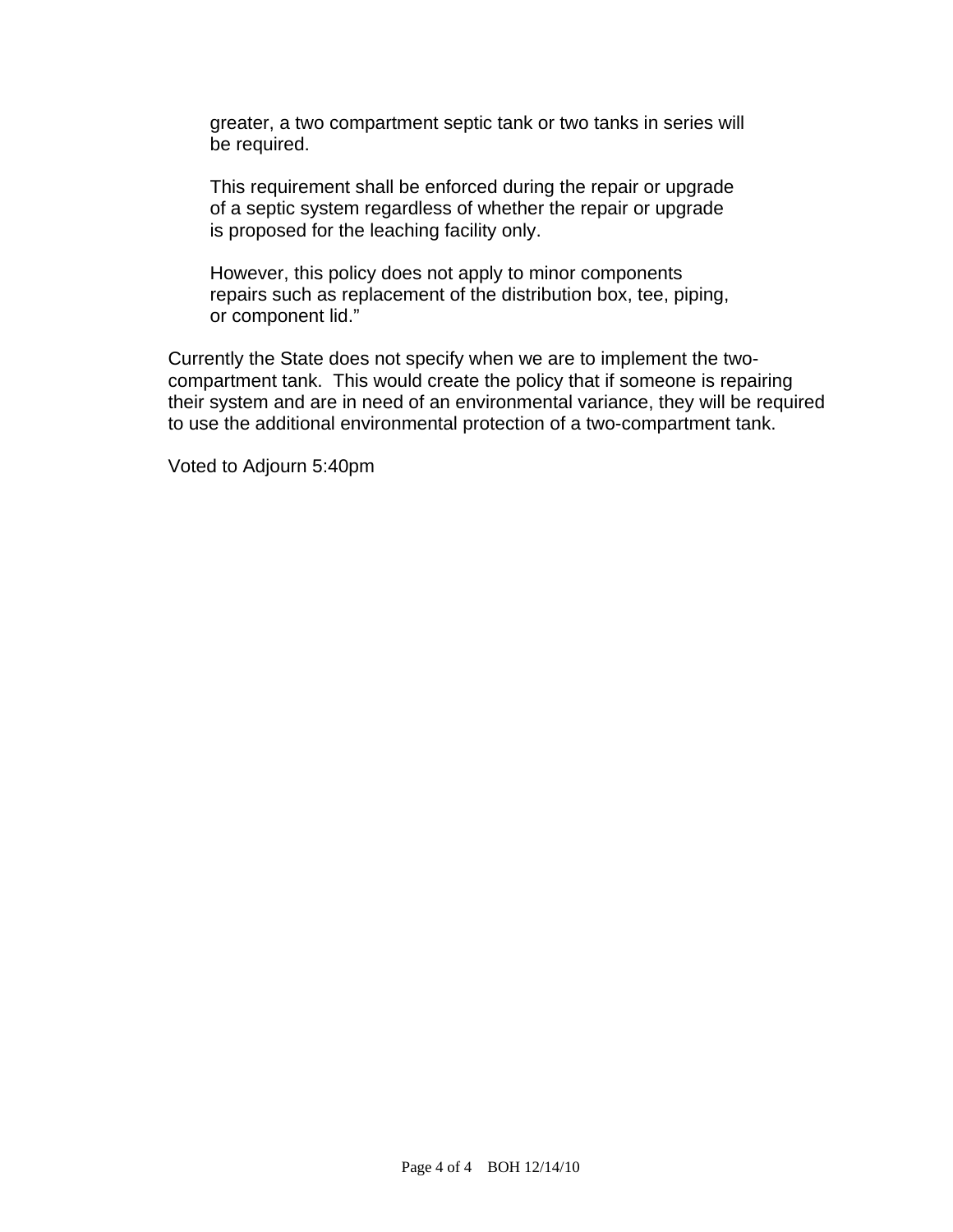greater, a two compartment septic tank or two tanks in series will be required.

This requirement shall be enforced during the repair or upgrade of a septic system regardless of whether the repair or upgrade is proposed for the leaching facility only.

However, this policy does not apply to minor components repairs such as replacement of the distribution box, tee, piping, or component lid."

Currently the State does not specify when we are to implement the two-compartment tank. This would create the policy that if someone is repairing their system and are in need of an environmental variance, they will be required to use the additional environmental protection of a two-compartment tank.

Voted to Adjourn 5:40pm